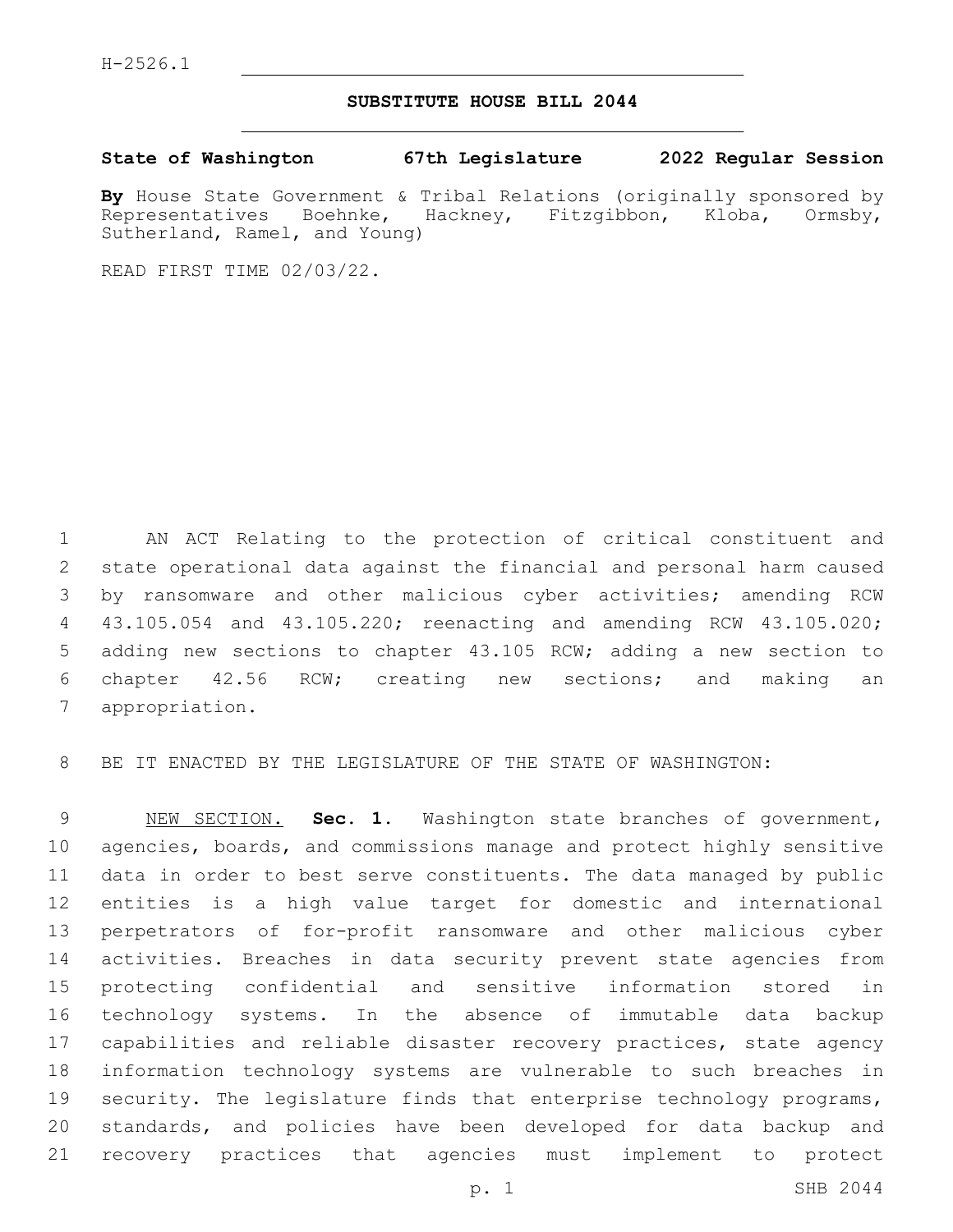H-2526.1

**SUBSTITUTE HOUSE BILL 2044**

**State of Washington 67th Legislature 2022 Regular Session**

**By** House State Government & Tribal Relations (originally sponsored by Representatives Boehnke, Hackney, Fitzgibbon, Kloba, Ormsby, Sutherland, Ramel, and Young)

READ FIRST TIME 02/03/22.

AN ACT Relating to the protection of critical constituent and state operational data against the financial and personal harm caused by ransomware and other malicious cyber activities; amending RCW 43.105.054 and 43.105.220; reenacting and amending RCW 43.105.020; adding new sections to chapter 43.105 RCW; adding a new section to chapter 42.56 RCW; creating new sections; and making an appropriation.

BE IT ENACTED BY THE LEGISLATURE OF THE STATE OF WASHINGTON:

NEW SECTION. **Sec. 1.** Washington state branches of government, agencies, boards, and commissions manage and protect highly sensitive data in order to best serve constituents. The data managed by public entities is a high value target for domestic and international perpetrators of for-profit ransomware and other malicious cyber activities. Breaches in data security prevent state agencies from protecting confidential and sensitive information stored in technology systems. In the absence of immutable data backup capabilities and reliable disaster recovery practices, state agency information technology systems are vulnerable to such breaches in security. The legislature finds that enterprise technology programs, standards, and policies have been developed for data backup and recovery practices that agencies must implement to protect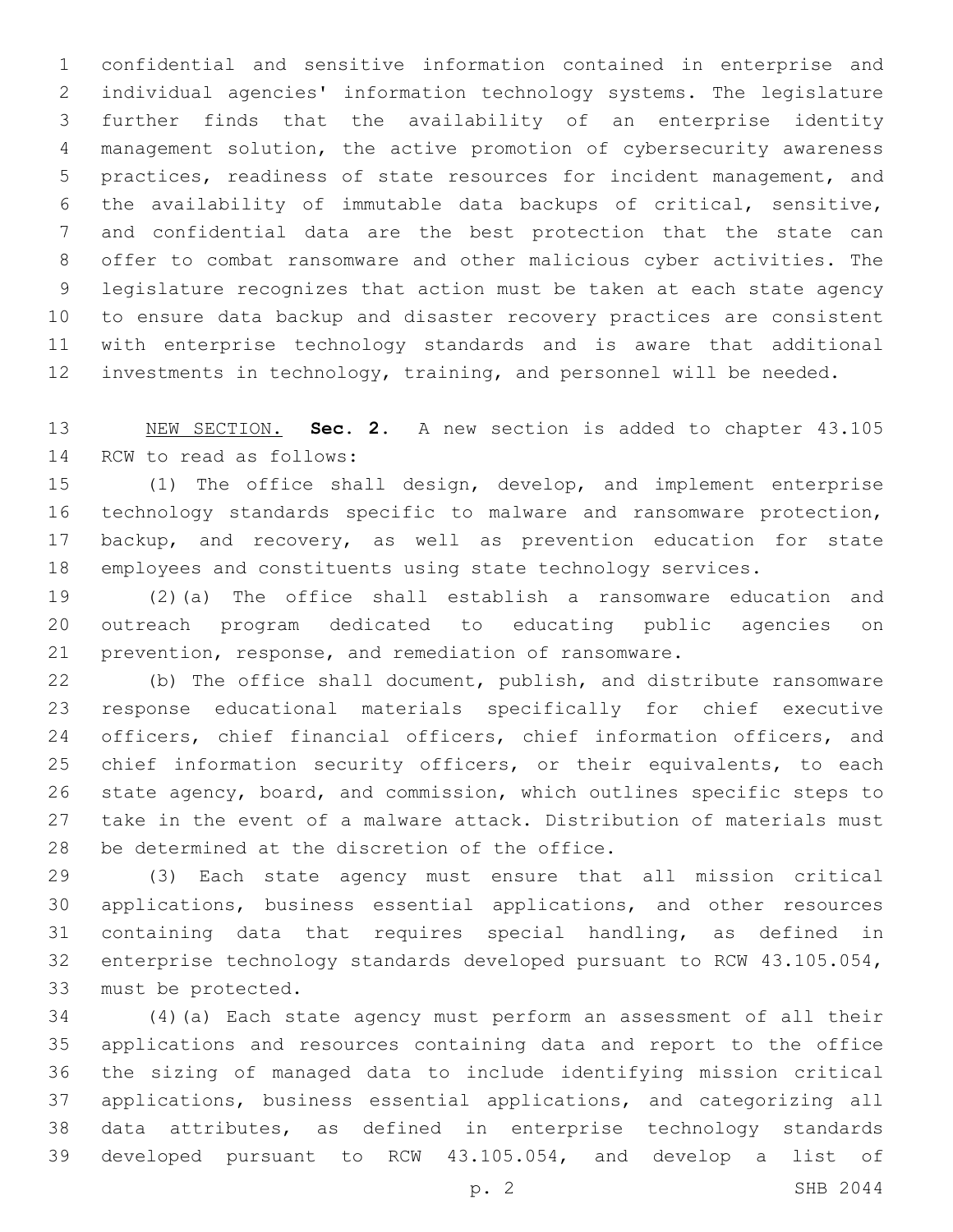confidential and sensitive information contained in enterprise and individual agencies' information technology systems. The legislature further finds that the availability of an enterprise identity management solution, the active promotion of cybersecurity awareness practices, readiness of state resources for incident management, and the availability of immutable data backups of critical, sensitive, and confidential data are the best protection that the state can offer to combat ransomware and other malicious cyber activities. The legislature recognizes that action must be taken at each state agency to ensure data backup and disaster recovery practices are consistent with enterprise technology standards and is aware that additional investments in technology, training, and personnel will be needed.

NEW SECTION. **Sec. 2.** A new section is added to chapter 43.105 RCW to read as follows:

(1) The office shall design, develop, and implement enterprise technology standards specific to malware and ransomware protection, backup, and recovery, as well as prevention education for state employees and constituents using state technology services.

(2)(a) The office shall establish a ransomware education and outreach program dedicated to educating public agencies on prevention, response, and remediation of ransomware.

(b) The office shall document, publish, and distribute ransomware response educational materials specifically for chief executive officers, chief financial officers, chief information officers, and chief information security officers, or their equivalents, to each state agency, board, and commission, which outlines specific steps to take in the event of a malware attack. Distribution of materials must be determined at the discretion of the office.

(3) Each state agency must ensure that all mission critical applications, business essential applications, and other resources containing data that requires special handling, as defined in enterprise technology standards developed pursuant to RCW 43.105.054, must be protected.

(4)(a) Each state agency must perform an assessment of all their applications and resources containing data and report to the office the sizing of managed data to include identifying mission critical applications, business essential applications, and categorizing all data attributes, as defined in enterprise technology standards developed pursuant to RCW 43.105.054, and develop a list of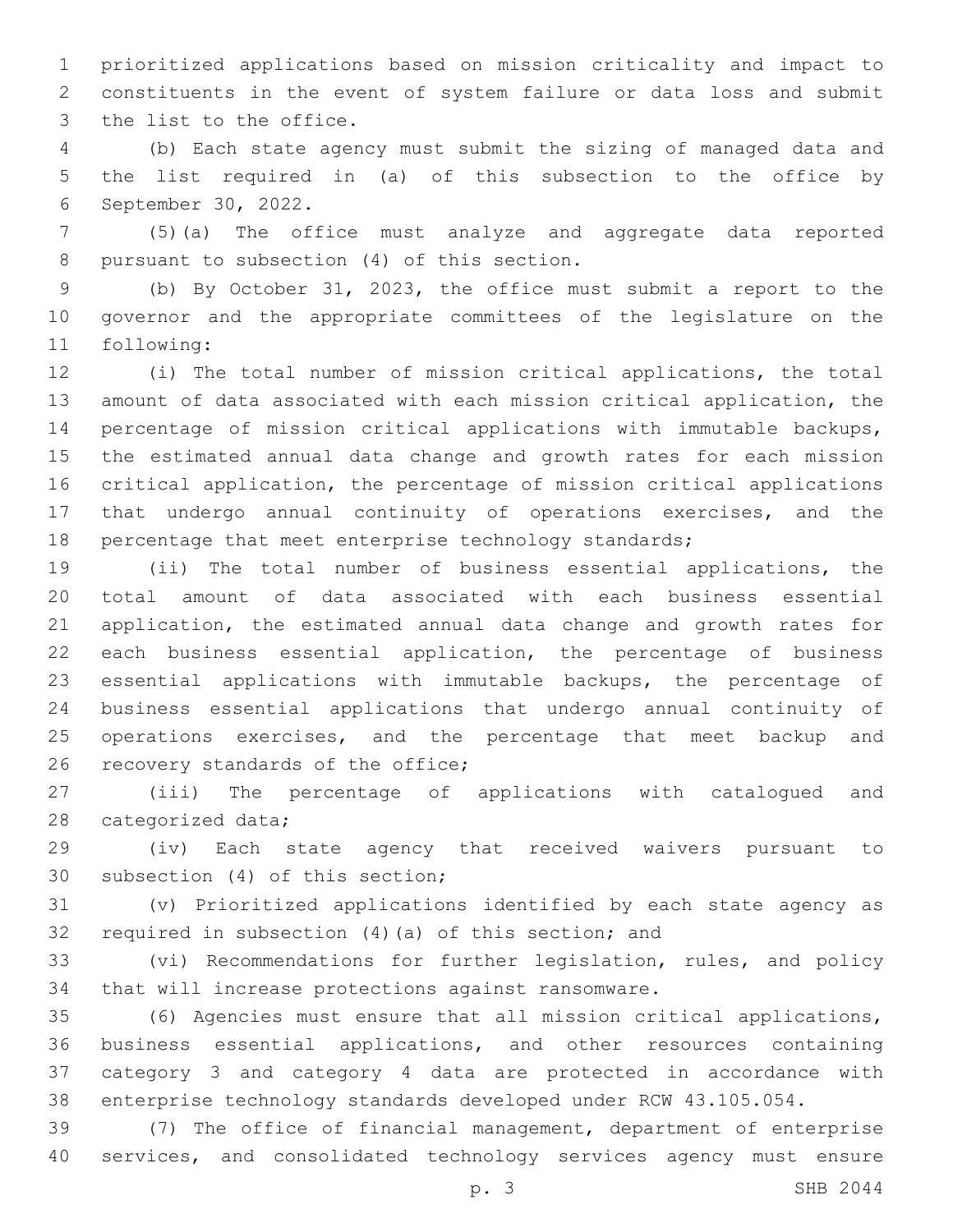prioritized applications based on mission criticality and impact to constituents in the event of system failure or data loss and submit the list to the office.

(b) Each state agency must submit the sizing of managed data and the list required in (a) of this subsection to the office by September 30, 2022.

(5)(a) The office must analyze and aggregate data reported pursuant to subsection (4) of this section.

(b) By October 31, 2023, the office must submit a report to the governor and the appropriate committees of the legislature on the following:

(i) The total number of mission critical applications, the total amount of data associated with each mission critical application, the percentage of mission critical applications with immutable backups, the estimated annual data change and growth rates for each mission critical application, the percentage of mission critical applications that undergo annual continuity of operations exercises, and the percentage that meet enterprise technology standards;

(ii) The total number of business essential applications, the total amount of data associated with each business essential application, the estimated annual data change and growth rates for each business essential application, the percentage of business essential applications with immutable backups, the percentage of business essential applications that undergo annual continuity of operations exercises, and the percentage that meet backup and recovery standards of the office;

(iii) The percentage of applications with catalogued and categorized data;

(iv) Each state agency that received waivers pursuant to subsection (4) of this section;

(v) Prioritized applications identified by each state agency as required in subsection (4)(a) of this section; and

(vi) Recommendations for further legislation, rules, and policy that will increase protections against ransomware.

(6) Agencies must ensure that all mission critical applications, business essential applications, and other resources containing category 3 and category 4 data are protected in accordance with enterprise technology standards developed under RCW 43.105.054.

(7) The office of financial management, department of enterprise services, and consolidated technology services agency must ensure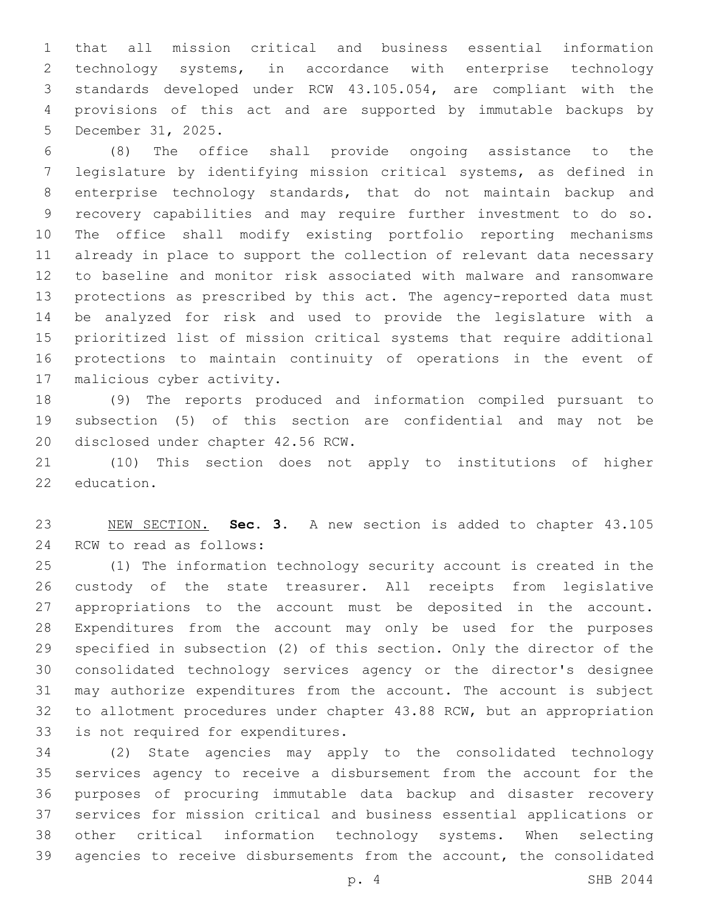that all mission critical and business essential information technology systems, in accordance with enterprise technology standards developed under RCW 43.105.054, are compliant with the provisions of this act and are supported by immutable backups by December 31, 2025.

(8) The office shall provide ongoing assistance to the legislature by identifying mission critical systems, as defined in enterprise technology standards, that do not maintain backup and recovery capabilities and may require further investment to do so. The office shall modify existing portfolio reporting mechanisms already in place to support the collection of relevant data necessary to baseline and monitor risk associated with malware and ransomware protections as prescribed by this act. The agency-reported data must be analyzed for risk and used to provide the legislature with a prioritized list of mission critical systems that require additional protections to maintain continuity of operations in the event of malicious cyber activity.

(9) The reports produced and information compiled pursuant to subsection (5) of this section are confidential and may not be disclosed under chapter 42.56 RCW.

(10) This section does not apply to institutions of higher education.

NEW SECTION. **Sec. 3.** A new section is added to chapter 43.105 RCW to read as follows:

(1) The information technology security account is created in the custody of the state treasurer. All receipts from legislative appropriations to the account must be deposited in the account. Expenditures from the account may only be used for the purposes specified in subsection (2) of this section. Only the director of the consolidated technology services agency or the director's designee may authorize expenditures from the account. The account is subject to allotment procedures under chapter 43.88 RCW, but an appropriation is not required for expenditures.

(2) State agencies may apply to the consolidated technology services agency to receive a disbursement from the account for the purposes of procuring immutable data backup and disaster recovery services for mission critical and business essential applications or other critical information technology systems. When selecting agencies to receive disbursements from the account, the consolidated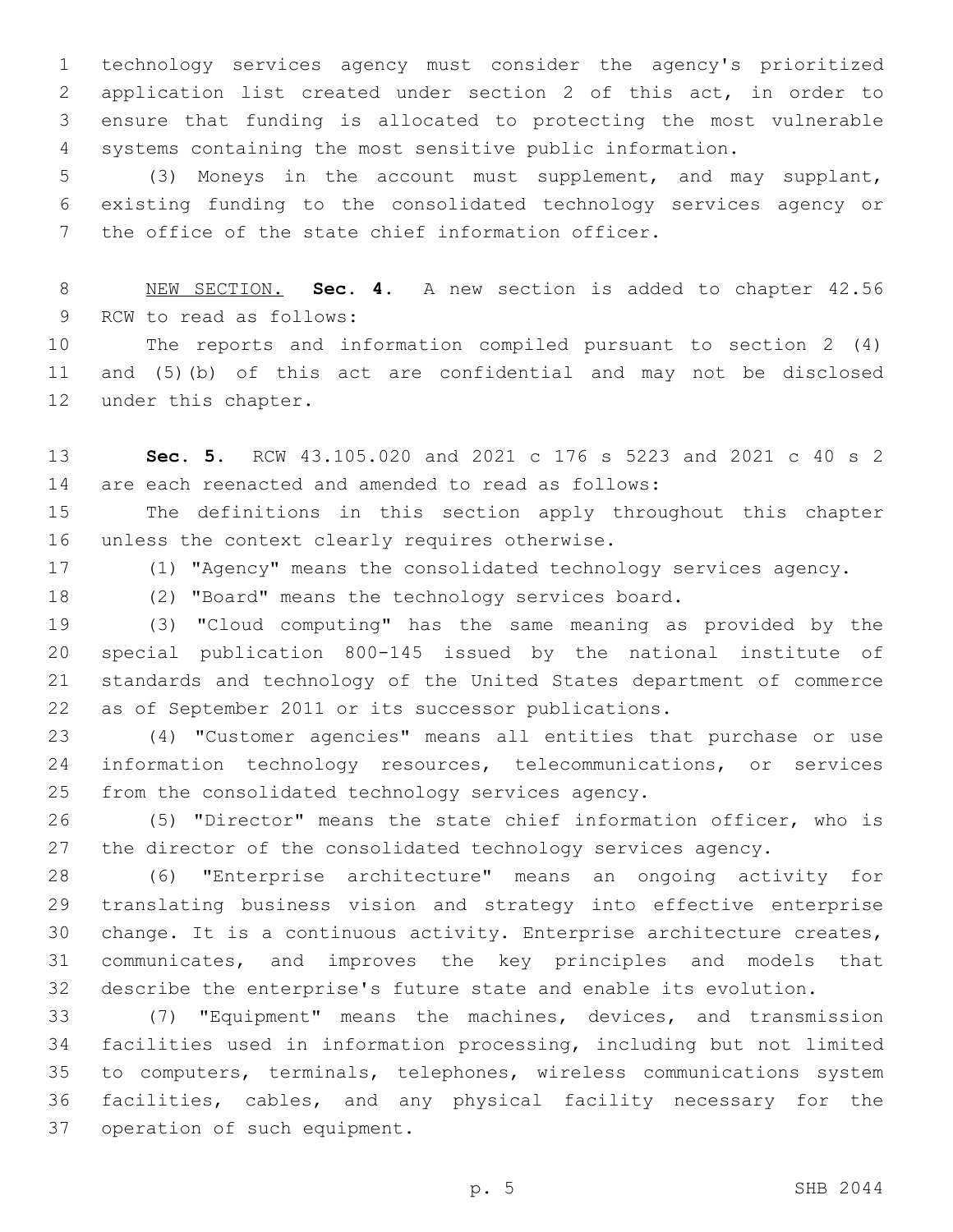technology services agency must consider the agency's prioritized application list created under section 2 of this act, in order to ensure that funding is allocated to protecting the most vulnerable systems containing the most sensitive public information.

(3) Moneys in the account must supplement, and may supplant, existing funding to the consolidated technology services agency or the office of the state chief information officer.

NEW SECTION. **Sec. 4.** A new section is added to chapter 42.56 RCW to read as follows:

The reports and information compiled pursuant to section 2 (4) and (5)(b) of this act are confidential and may not be disclosed under this chapter.

**Sec. 5.** RCW 43.105.020 and 2021 c 176 s 5223 and 2021 c 40 s 2 are each reenacted and amended to read as follows:

The definitions in this section apply throughout this chapter unless the context clearly requires otherwise.

(1) "Agency" means the consolidated technology services agency.

(2) "Board" means the technology services board.

(3) "Cloud computing" has the same meaning as provided by the special publication 800-145 issued by the national institute of standards and technology of the United States department of commerce as of September 2011 or its successor publications.

(4) "Customer agencies" means all entities that purchase or use information technology resources, telecommunications, or services from the consolidated technology services agency.

(5) "Director" means the state chief information officer, who is the director of the consolidated technology services agency.

(6) "Enterprise architecture" means an ongoing activity for translating business vision and strategy into effective enterprise change. It is a continuous activity. Enterprise architecture creates, communicates, and improves the key principles and models that describe the enterprise's future state and enable its evolution.

(7) "Equipment" means the machines, devices, and transmission facilities used in information processing, including but not limited to computers, terminals, telephones, wireless communications system facilities, cables, and any physical facility necessary for the operation of such equipment.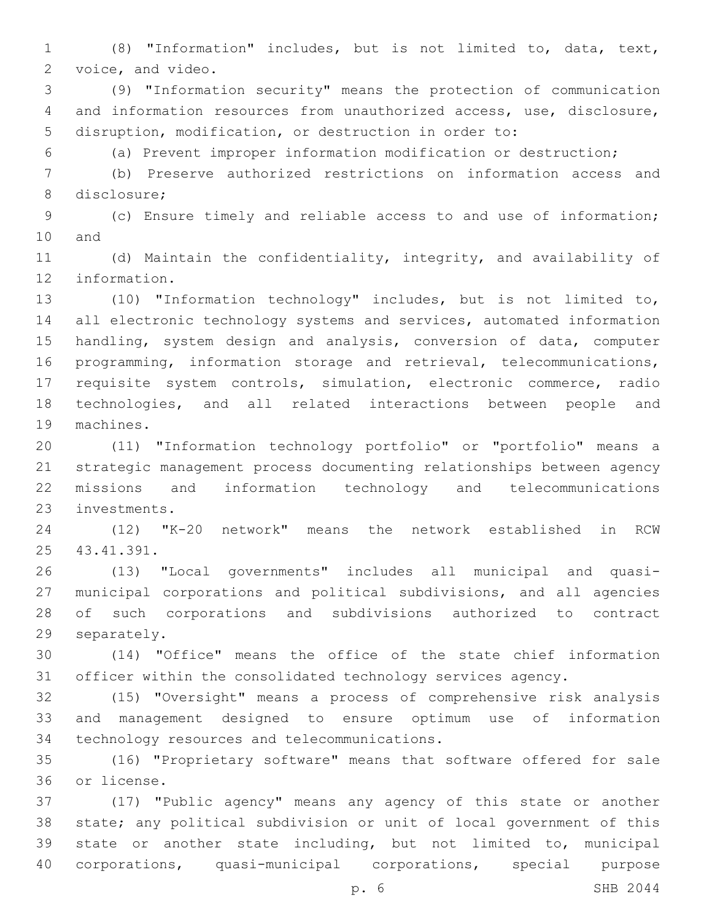(8) "Information" includes, but is not limited to, data, text, voice, and video.

(9) "Information security" means the protection of communication and information resources from unauthorized access, use, disclosure, disruption, modification, or destruction in order to:

(a) Prevent improper information modification or destruction;

(b) Preserve authorized restrictions on information access and disclosure;

(c) Ensure timely and reliable access to and use of information; and

(d) Maintain the confidentiality, integrity, and availability of information.

(10) "Information technology" includes, but is not limited to, all electronic technology systems and services, automated information handling, system design and analysis, conversion of data, computer programming, information storage and retrieval, telecommunications, requisite system controls, simulation, electronic commerce, radio technologies, and all related interactions between people and machines.

(11) "Information technology portfolio" or "portfolio" means a strategic management process documenting relationships between agency missions and information technology and telecommunications investments.

(12) "K-20 network" means the network established in RCW 43.41.391.

(13) "Local governments" includes all municipal and quasi-municipal corporations and political subdivisions, and all agencies of such corporations and subdivisions authorized to contract separately.

(14) "Office" means the office of the state chief information officer within the consolidated technology services agency.

(15) "Oversight" means a process of comprehensive risk analysis and management designed to ensure optimum use of information technology resources and telecommunications.

(16) "Proprietary software" means that software offered for sale or license.

(17) "Public agency" means any agency of this state or another state; any political subdivision or unit of local government of this state or another state including, but not limited to, municipal corporations, quasi-municipal corporations, special purpose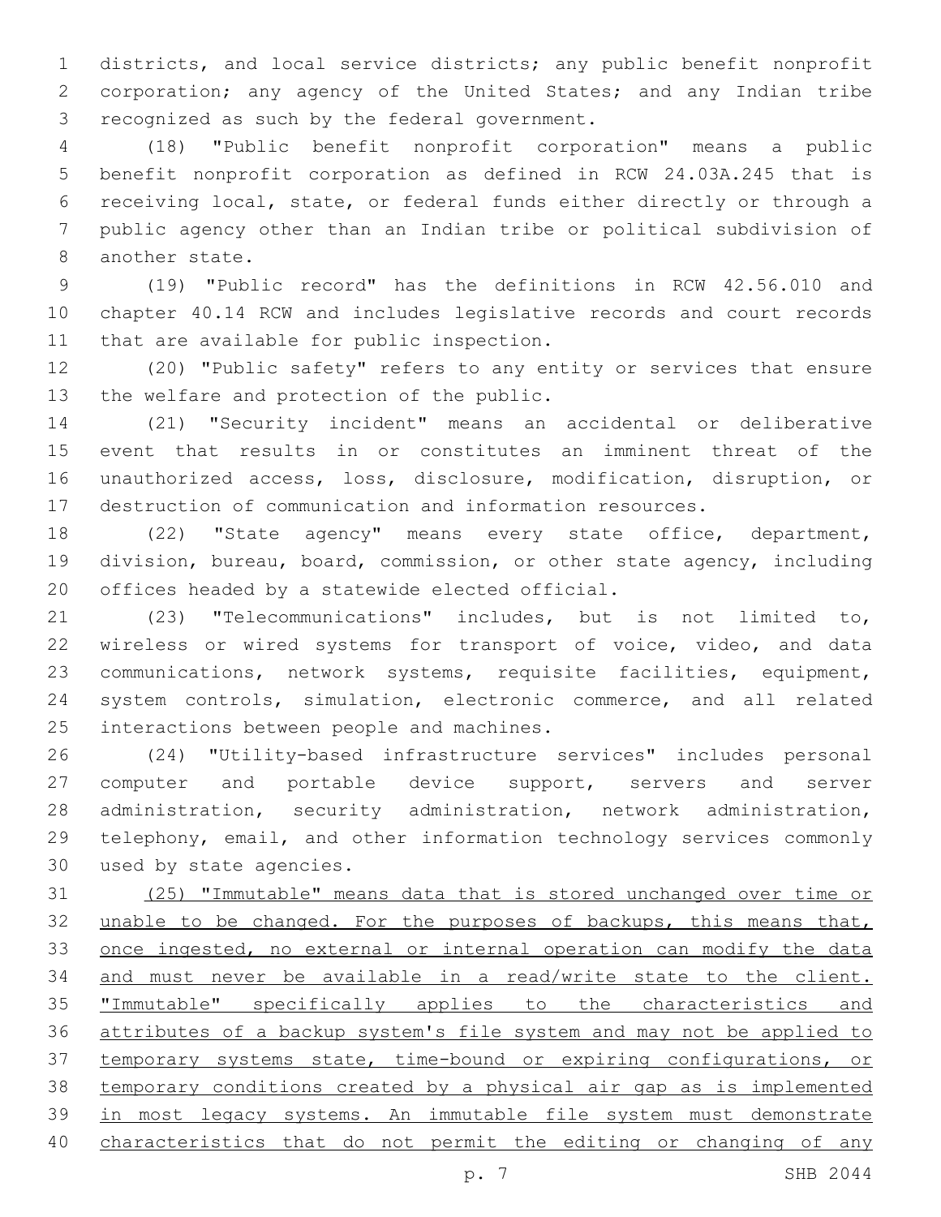districts, and local service districts; any public benefit nonprofit corporation; any agency of the United States; and any Indian tribe recognized as such by the federal government.

(18) "Public benefit nonprofit corporation" means a public benefit nonprofit corporation as defined in RCW 24.03A.245 that is receiving local, state, or federal funds either directly or through a public agency other than an Indian tribe or political subdivision of another state.

(19) "Public record" has the definitions in RCW 42.56.010 and chapter 40.14 RCW and includes legislative records and court records that are available for public inspection.

(20) "Public safety" refers to any entity or services that ensure the welfare and protection of the public.

(21) "Security incident" means an accidental or deliberative event that results in or constitutes an imminent threat of the unauthorized access, loss, disclosure, modification, disruption, or destruction of communication and information resources.

(22) "State agency" means every state office, department, division, bureau, board, commission, or other state agency, including offices headed by a statewide elected official.

(23) "Telecommunications" includes, but is not limited to, wireless or wired systems for transport of voice, video, and data communications, network systems, requisite facilities, equipment, system controls, simulation, electronic commerce, and all related interactions between people and machines.

(24) "Utility-based infrastructure services" includes personal computer and portable device support, servers and server administration, security administration, network administration, telephony, email, and other information technology services commonly used by state agencies.

<u>(25) "Immutable" means data that is stored unchanged over time or unable to be changed. For the purposes of backups, this means that, once ingested, no external or internal operation can modify the data and must never be available in a read/write state to the client. "Immutable" specifically applies to the characteristics and attributes of a backup system's file system and may not be applied to temporary systems state, time-bound or expiring configurations, or temporary conditions created by a physical air gap as is implemented in most legacy systems. An immutable file system must demonstrate characteristics that do not permit the editing or changing of any</u>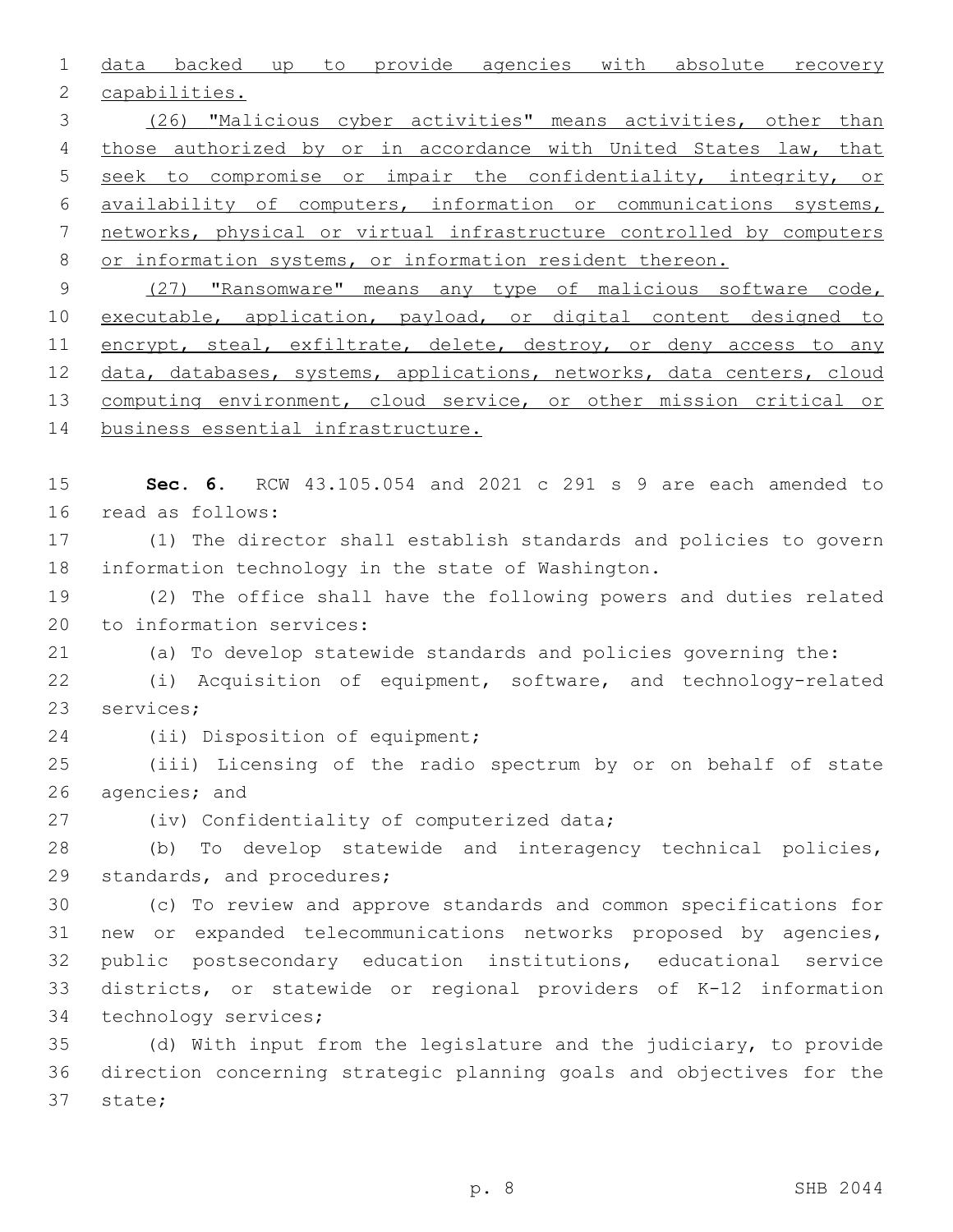data backed up to provide agencies with absolute recovery capabilities.

(26) "Malicious cyber activities" means activities, other than those authorized by or in accordance with United States law, that seek to compromise or impair the confidentiality, integrity, or availability of computers, information or communications systems, networks, physical or virtual infrastructure controlled by computers or information systems, or information resident thereon.

(27) "Ransomware" means any type of malicious software code, executable, application, payload, or digital content designed to encrypt, steal, exfiltrate, delete, destroy, or deny access to any data, databases, systems, applications, networks, data centers, cloud computing environment, cloud service, or other mission critical or business essential infrastructure.

**Sec. 6.** RCW 43.105.054 and 2021 c 291 s 9 are each amended to read as follows:

(1) The director shall establish standards and policies to govern information technology in the state of Washington.

(2) The office shall have the following powers and duties related to information services:

(a) To develop statewide standards and policies governing the:

(i) Acquisition of equipment, software, and technology-related services;

(ii) Disposition of equipment;

(iii) Licensing of the radio spectrum by or on behalf of state agencies; and

(iv) Confidentiality of computerized data;

(b) To develop statewide and interagency technical policies, standards, and procedures;

(c) To review and approve standards and common specifications for new or expanded telecommunications networks proposed by agencies, public postsecondary education institutions, educational service districts, or statewide or regional providers of K-12 information technology services;

(d) With input from the legislature and the judiciary, to provide direction concerning strategic planning goals and objectives for the state;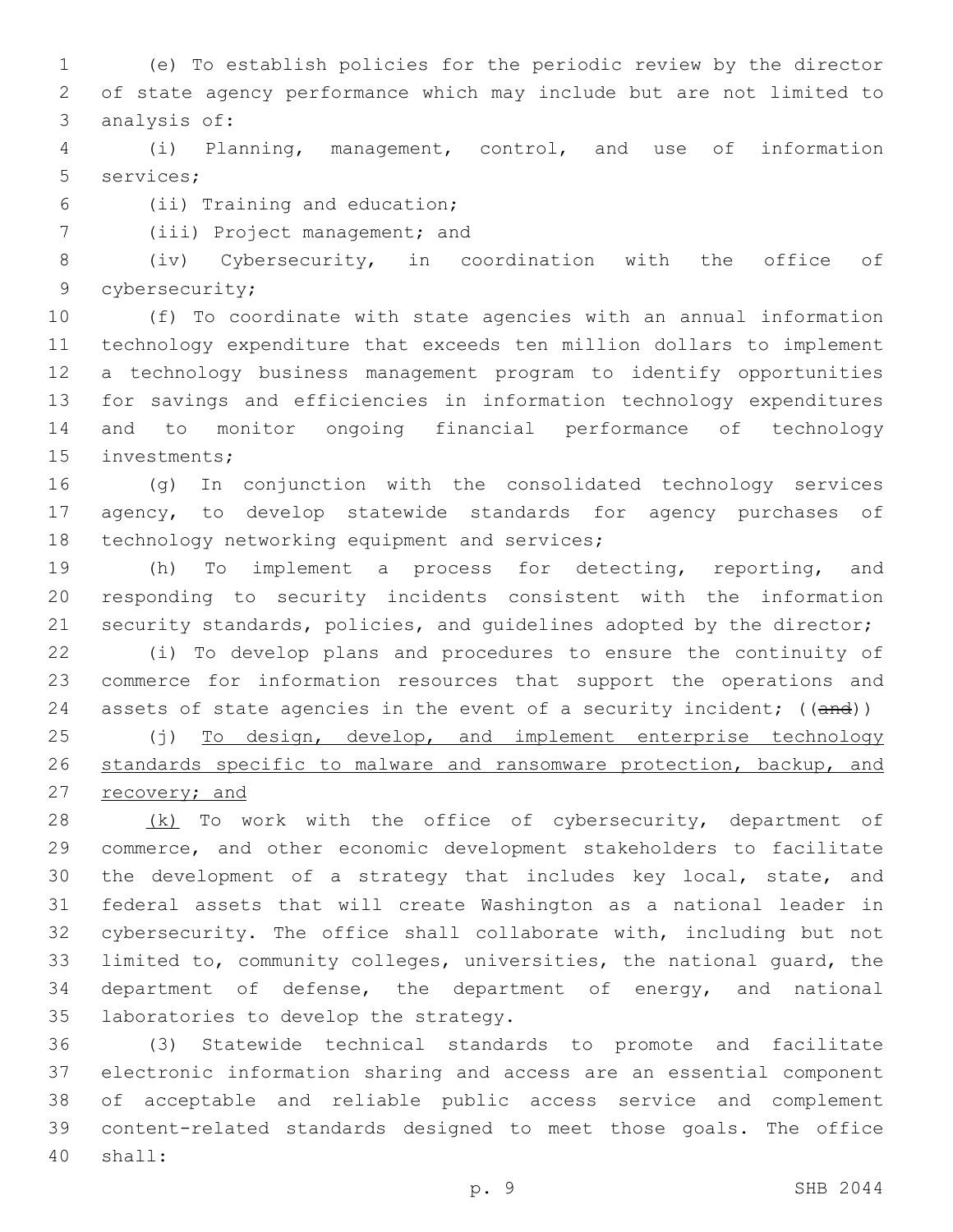(e) To establish policies for the periodic review by the director of state agency performance which may include but are not limited to analysis of:

(i) Planning, management, control, and use of information services;

(ii) Training and education;

(iii) Project management; and

(iv) Cybersecurity, in coordination with the office of cybersecurity;

(f) To coordinate with state agencies with an annual information technology expenditure that exceeds ten million dollars to implement a technology business management program to identify opportunities for savings and efficiencies in information technology expenditures and to monitor ongoing financial performance of technology investments;

(g) In conjunction with the consolidated technology services agency, to develop statewide standards for agency purchases of technology networking equipment and services;

(h) To implement a process for detecting, reporting, and responding to security incidents consistent with the information security standards, policies, and guidelines adopted by the director;

(i) To develop plans and procedures to ensure the continuity of commerce for information resources that support the operations and assets of state agencies in the event of a security incident; ((~~and~~))

(j) <u>To design, develop, and implement enterprise technology standards specific to malware and ransomware protection, backup, and recovery; and</u>

<u>(k)</u> To work with the office of cybersecurity, department of commerce, and other economic development stakeholders to facilitate the development of a strategy that includes key local, state, and federal assets that will create Washington as a national leader in cybersecurity. The office shall collaborate with, including but not limited to, community colleges, universities, the national guard, the department of defense, the department of energy, and national laboratories to develop the strategy.

(3) Statewide technical standards to promote and facilitate electronic information sharing and access are an essential component of acceptable and reliable public access service and complement content-related standards designed to meet those goals. The office shall: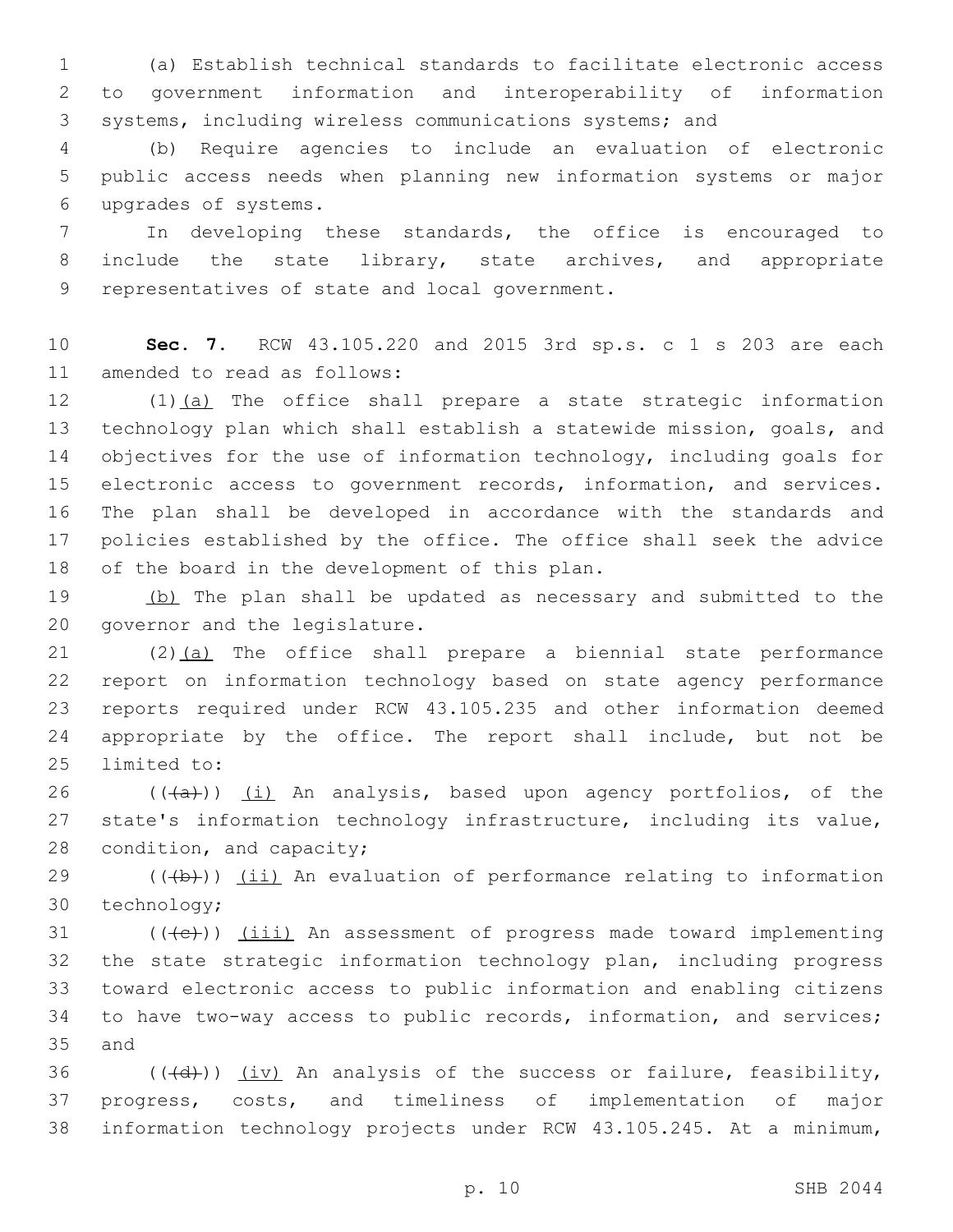(a) Establish technical standards to facilitate electronic access to government information and interoperability of information systems, including wireless communications systems; and

(b) Require agencies to include an evaluation of electronic public access needs when planning new information systems or major upgrades of systems.

In developing these standards, the office is encouraged to include the state library, state archives, and appropriate representatives of state and local government.

**Sec. 7.** RCW 43.105.220 and 2015 3rd sp.s. c 1 s 203 are each amended to read as follows:

(1)(a) The office shall prepare a state strategic information technology plan which shall establish a statewide mission, goals, and objectives for the use of information technology, including goals for electronic access to government records, information, and services. The plan shall be developed in accordance with the standards and policies established by the office. The office shall seek the advice of the board in the development of this plan.

(b) The plan shall be updated as necessary and submitted to the governor and the legislature.

(2)(a) The office shall prepare a biennial state performance report on information technology based on state agency performance reports required under RCW 43.105.235 and other information deemed appropriate by the office. The report shall include, but not be limited to:

~~((a))~~ (i) An analysis, based upon agency portfolios, of the state's information technology infrastructure, including its value, condition, and capacity;

~~((b))~~ (ii) An evaluation of performance relating to information technology;

~~((c))~~ (iii) An assessment of progress made toward implementing the state strategic information technology plan, including progress toward electronic access to public information and enabling citizens to have two-way access to public records, information, and services; and

~~((d))~~ (iv) An analysis of the success or failure, feasibility, progress, costs, and timeliness of implementation of major information technology projects under RCW 43.105.245. At a minimum,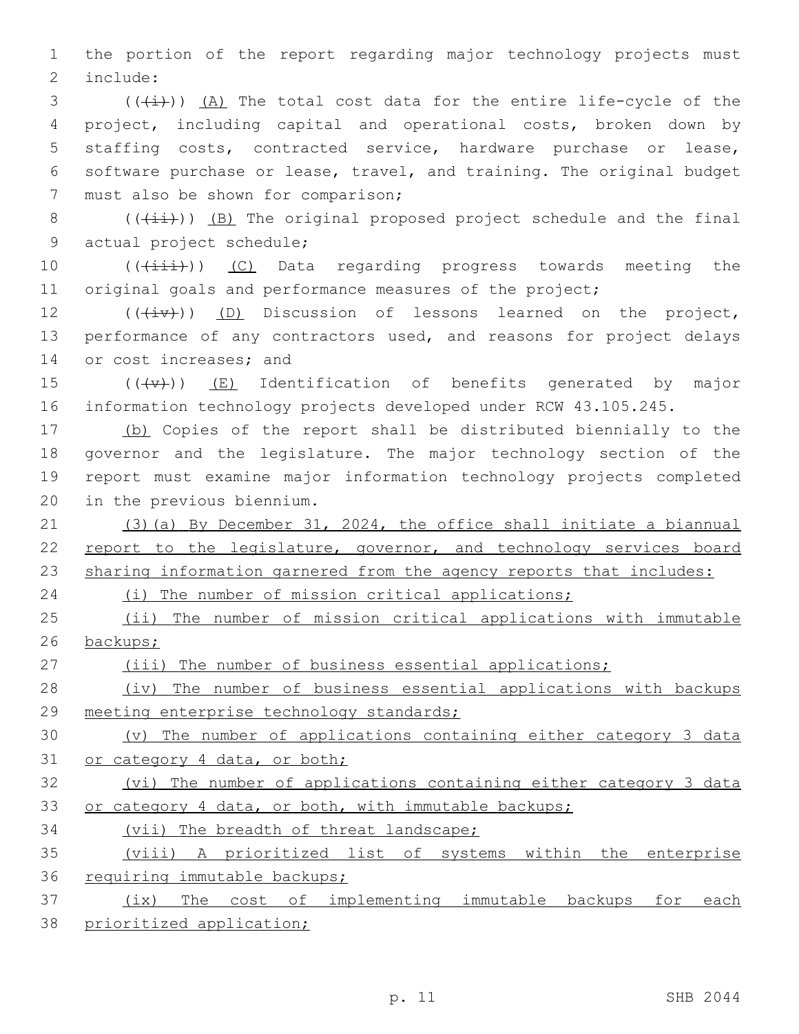the portion of the report regarding major technology projects must include:

(((i))) (A) The total cost data for the entire life-cycle of the project, including capital and operational costs, broken down by staffing costs, contracted service, hardware purchase or lease, software purchase or lease, travel, and training. The original budget must also be shown for comparison;

(((ii))) (B) The original proposed project schedule and the final actual project schedule;

(((iii))) (C) Data regarding progress towards meeting the original goals and performance measures of the project;

(((iv))) (D) Discussion of lessons learned on the project, performance of any contractors used, and reasons for project delays or cost increases; and

(((v))) (E) Identification of benefits generated by major information technology projects developed under RCW 43.105.245.

(b) Copies of the report shall be distributed biennially to the governor and the legislature. The major technology section of the report must examine major information technology projects completed in the previous biennium.

(3)(a) By December 31, 2024, the office shall initiate a biannual report to the legislature, governor, and technology services board sharing information garnered from the agency reports that includes:

(i) The number of mission critical applications;

(ii) The number of mission critical applications with immutable backups;

(iii) The number of business essential applications;

(iv) The number of business essential applications with backups meeting enterprise technology standards;

(v) The number of applications containing either category 3 data or category 4 data, or both;

(vi) The number of applications containing either category 3 data or category 4 data, or both, with immutable backups;

(vii) The breadth of threat landscape;

(viii) A prioritized list of systems within the enterprise requiring immutable backups;

(ix) The cost of implementing immutable backups for each prioritized application;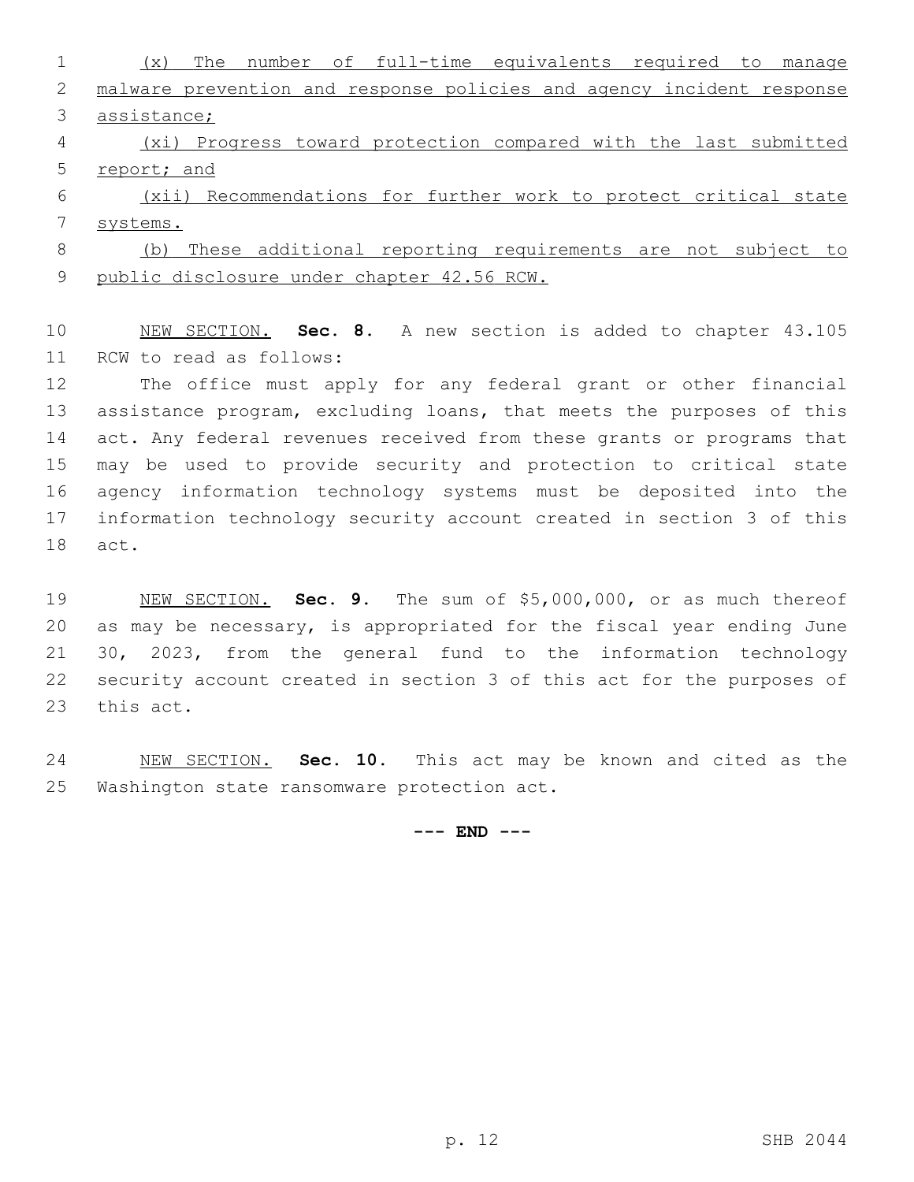(x) The number of full-time equivalents required to manage malware prevention and response policies and agency incident response assistance;

(xi) Progress toward protection compared with the last submitted report; and

(xii) Recommendations for further work to protect critical state systems.

(b) These additional reporting requirements are not subject to public disclosure under chapter 42.56 RCW.

NEW SECTION. **Sec. 8.** A new section is added to chapter 43.105 RCW to read as follows:

The office must apply for any federal grant or other financial assistance program, excluding loans, that meets the purposes of this act. Any federal revenues received from these grants or programs that may be used to provide security and protection to critical state agency information technology systems must be deposited into the information technology security account created in section 3 of this act.

NEW SECTION. **Sec. 9.** The sum of $5,000,000, or as much thereof as may be necessary, is appropriated for the fiscal year ending June 30, 2023, from the general fund to the information technology security account created in section 3 of this act for the purposes of this act.

NEW SECTION. **Sec. 10.** This act may be known and cited as the Washington state ransomware protection act.

**--- END ---**